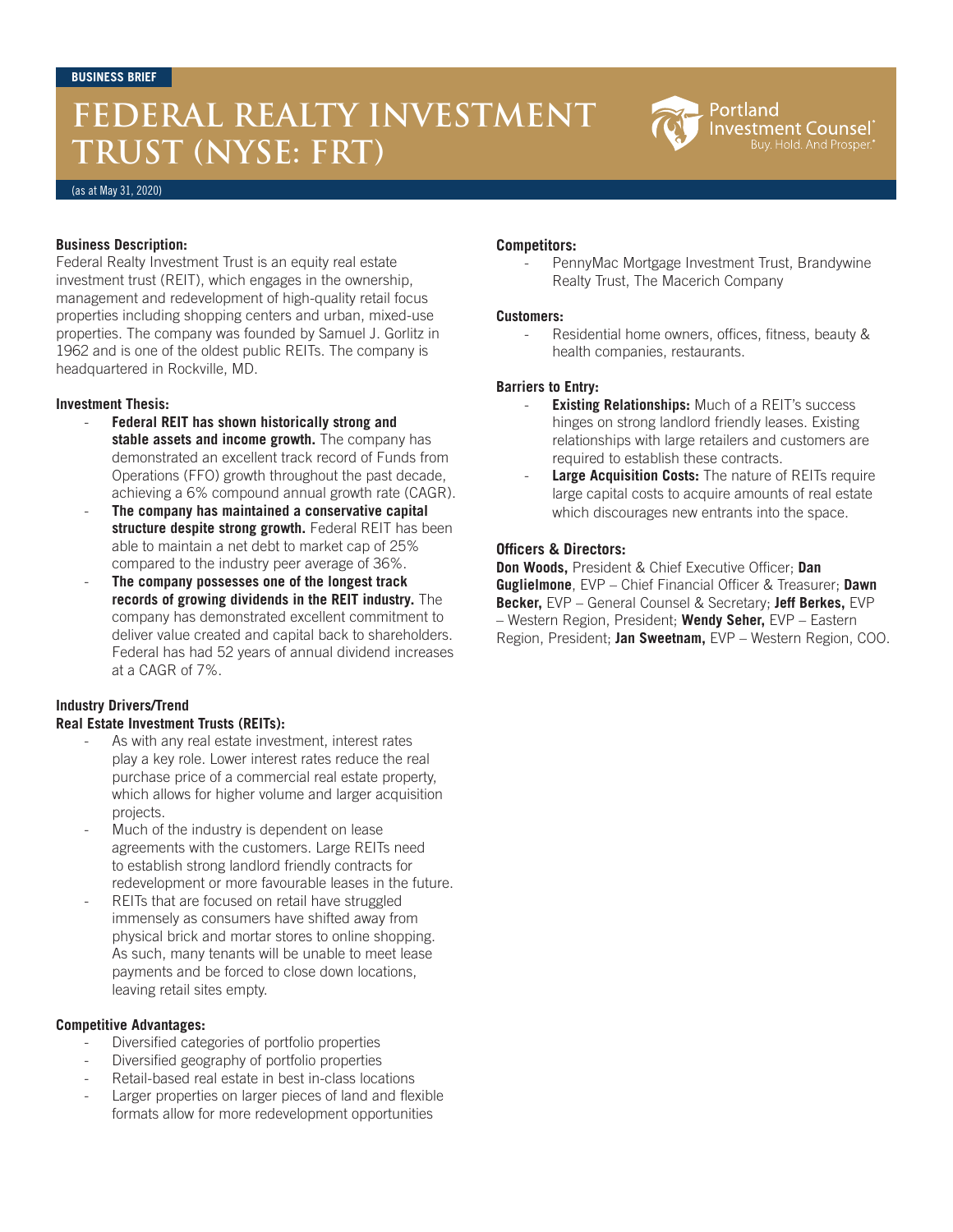BUSINESS BRIEF

# FEDERAL REALTY INVESTMENT TRUST (NYSE: FRT)

(as at May 31, 2020)

### Business Description:

Federal Realty Investment Trust is an equity real estate investment trust (REIT), which engages in the ownership, management and redevelopment of high-quality retail focus properties including shopping centers and urban, mixed-use properties. The company was founded by Samuel J. Gorlitz in 1962 and is one of the oldest public REITs. The company is headquartered in Rockville, MD.

### Investment Thesis:

- **Federal REIT has shown historically strong and stable assets and income growth.** The company has demonstrated an excellent track record of Funds from Operations (FFO) growth throughout the past decade, achieving a 6% compound annual growth rate (CAGR).
- **The company has maintained a conservative capital structure despite strong growth.** Federal REIT has been able to maintain a net debt to market cap of 25% compared to the industry peer average of 36%.
- **The company possesses one of the longest track records of growing dividends in the REIT industry.** The company has demonstrated excellent commitment to deliver value created and capital back to shareholders. Federal has had 52 years of annual dividend increases at a CAGR of 7%.

### Industry Drivers/Trend

### Real Estate Investment Trusts (REITs):

- As with any real estate investment, interest rates play a key role. Lower interest rates reduce the real purchase price of a commercial real estate property, which allows for higher volume and larger acquisition projects.
- Much of the industry is dependent on lease agreements with the customers. Large REITs need to establish strong landlord friendly contracts for redevelopment or more favourable leases in the future.
- REITs that are focused on retail have struggled immensely as consumers have shifted away from physical brick and mortar stores to online shopping. As such, many tenants will be unable to meet lease payments and be forced to close down locations, leaving retail sites empty.

### Competitive Advantages:

- Diversified categories of portfolio properties
- Diversified geography of portfolio properties
- Retail-based real estate in best in-class locations
- Larger properties on larger pieces of land and flexible formats allow for more redevelopment opportunities

### Competitors:

- PennyMac Mortgage Investment Trust, Brandywine Realty Trust, The Macerich Company

### Customers:

- Residential home owners, offices, fitness, beauty & health companies, restaurants.

### Barriers to Entry:

- **Existing Relationships:** Much of a REIT's success hinges on strong landlord friendly leases. Existing relationships with large retailers and customers are required to establish these contracts.
- **Large Acquisition Costs:** The nature of REITs require large capital costs to acquire amounts of real estate which discourages new entrants into the space.

### Officers & Directors:

**Don Woods,** President & Chief Executive Officer; **Dan Guglielmone**, EVP – Chief Financial Officer & Treasurer; **Dawn Becker,** EVP – General Counsel & Secretary; **Jeff Berkes,** EVP – Western Region, President; **Wendy Seher,** EVP – Eastern Region, President; **Jan Sweetnam,** EVP – Western Region, COO.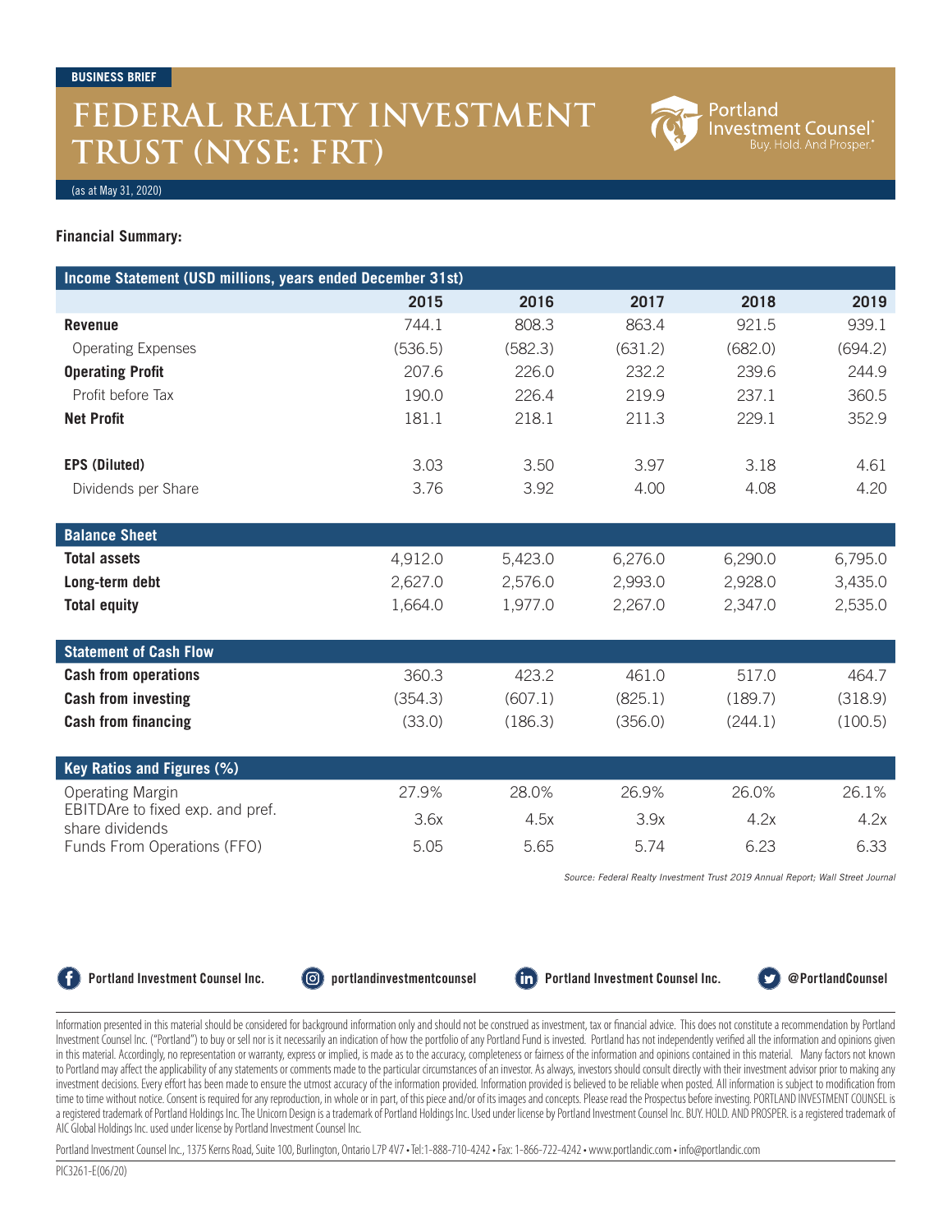BUSINESS BRIEF

# FEDERAL REALTY INVESTMENT TRUST (NYSE: FRT)

Portland Investment Counsel® Buy. Hold. And Prosper.®

(as at May 31, 2020)

**Financial Summary:**

| Income Statement (USD millions, years ended December 31st) | 2015 | 2016 | 2017 | 2018 | 2019 |
|---|---|---|---|---|---|
| **Revenue** | 744.1 | 808.3 | 863.4 | 921.5 | 939.1 |
| Operating Expenses | (536.5) | (582.3) | (631.2) | (682.0) | (694.2) |
| **Operating Profit** | 207.6 | 226.0 | 232.2 | 239.6 | 244.9 |
| Profit before Tax | 190.0 | 226.4 | 219.9 | 237.1 | 360.5 |
| **Net Profit** | 181.1 | 218.1 | 211.3 | 229.1 | 352.9 |
| | | | | | |
| **EPS (Diluted)** | 3.03 | 3.50 | 3.97 | 3.18 | 4.61 |
| Dividends per Share | 3.76 | 3.92 | 4.00 | 4.08 | 4.20 |
| **Balance Sheet** | | | | | |
| **Total assets** | 4,912.0 | 5,423.0 | 6,276.0 | 6,290.0 | 6,795.0 |
| **Long-term debt** | 2,627.0 | 2,576.0 | 2,993.0 | 2,928.0 | 3,435.0 |
| **Total equity** | 1,664.0 | 1,977.0 | 2,267.0 | 2,347.0 | 2,535.0 |
| **Statement of Cash Flow** | | | | | |
| **Cash from operations** | 360.3 | 423.2 | 461.0 | 517.0 | 464.7 |
| **Cash from investing** | (354.3) | (607.1) | (825.1) | (189.7) | (318.9) |
| **Cash from financing** | (33.0) | (186.3) | (356.0) | (244.1) | (100.5) |
| **Key Ratios and Figures (%)** | | | | | |
| Operating Margin | 27.9% | 28.0% | 26.9% | 26.0% | 26.1% |
| EBITDAre to fixed exp. and pref. share dividends | 3.6x | 4.5x | 3.9x | 4.2x | 4.2x |
| Funds From Operations (FFO) | 5.05 | 5.65 | 5.74 | 6.23 | 6.33 |

*Source: Federal Realty Investment Trust 2019 Annual Report; Wall Street Journal*

**Portland Investment Counsel Inc.** **portlandinvestmentcounsel** **Portland Investment Counsel Inc.** **@PortlandCounsel**

Information presented in this material should be considered for background information only and should not be construed as investment, tax or financial advice. This does not constitute a recommendation by Portland Investment Counsel Inc. ("Portland") to buy or sell nor is it necessarily an indication of how the portfolio of any Portland Fund is invested. Portland has not independently verified all the information and opinions given in this material. Accordingly, no representation or warranty, express or implied, is made as to the accuracy, completeness or fairness of the information and opinions contained in this material. Many factors not known to Portland may affect the applicability of any statements or comments made to the particular circumstances of an investor. As always, investors should consult directly with their investment advisor prior to making any investment decisions. Every effort has been made to ensure the utmost accuracy of the information provided. Information provided is believed to be reliable when posted. All information is subject to modification from time to time without notice. Consent is required for any reproduction, in whole or in part, of this piece and/or of its images and concepts. Please read the Prospectus before investing. PORTLAND INVESTMENT COUNSEL is a registered trademark of Portland Holdings Inc. The Unicorn Design is a trademark of Portland Holdings Inc. Used under license by Portland Investment Counsel Inc. BUY. HOLD. AND PROSPER. is a registered trademark of AIC Global Holdings Inc. used under license by Portland Investment Counsel Inc.

Portland Investment Counsel Inc., 1375 Kerns Road, Suite 100, Burlington, Ontario L7P 4V7 • Tel:1-888-710-4242 • Fax: 1-866-722-4242 • www.portlandic.com • info@portlandic.com

PIC3261-E(06/20)